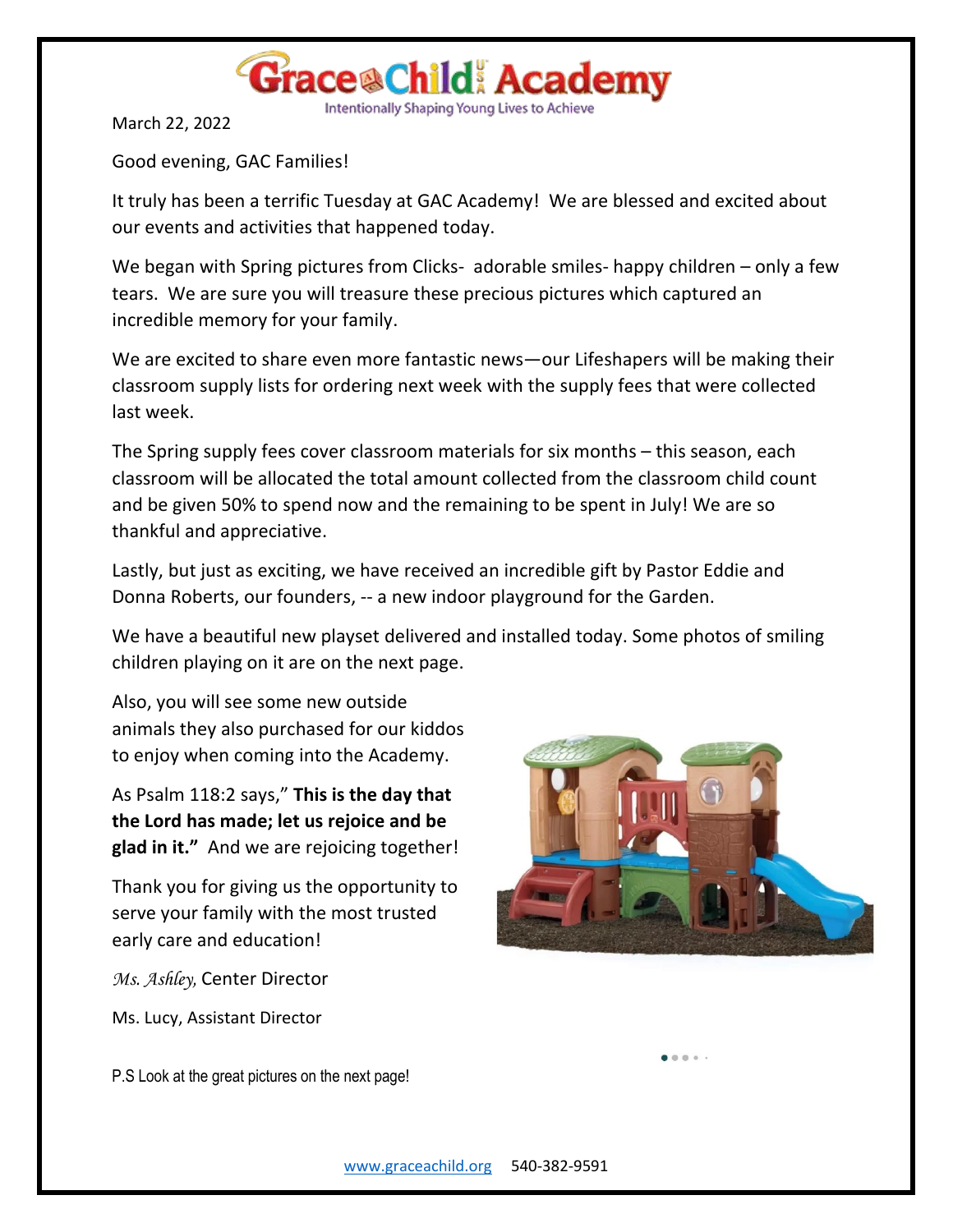# Grace Child Academy

Intentionally Shaping Young Lives to Achieve

March 22, 2022

Good evening, GAC Families!

It truly has been a terrific Tuesday at GAC Academy! We are blessed and excited about our events and activities that happened today.

We began with Spring pictures from Clicks- adorable smiles- happy children – only a few tears. We are sure you will treasure these precious pictures which captured an incredible memory for your family.

We are excited to share even more fantastic news—our Lifeshapers will be making their classroom supply lists for ordering next week with the supply fees that were collected last week.

The Spring supply fees cover classroom materials for six months – this season, each classroom will be allocated the total amount collected from the classroom child count and be given 50% to spend now and the remaining to be spent in July! We are so thankful and appreciative.

Lastly, but just as exciting, we have received an incredible gift by Pastor Eddie and Donna Roberts, our founders, -- a new indoor playground for the Garden.

We have a beautiful new playset delivered and installed today. Some photos of smiling children playing on it are on the next page.

Also, you will see some new outside animals they also purchased for our kiddos to enjoy when coming into the Academy.

As Psalm 118:2 says," **This is the day that the Lord has made; let us rejoice and be glad in it."** And we are rejoicing together!

Thank you for giving us the opportunity to serve your family with the most trusted early care and education!

*Ms. Ashley,* Center Director

Ms. Lucy, Assistant Director

P.S Look at the great pictures on the next page!

www.graceachild.org 540-382-9591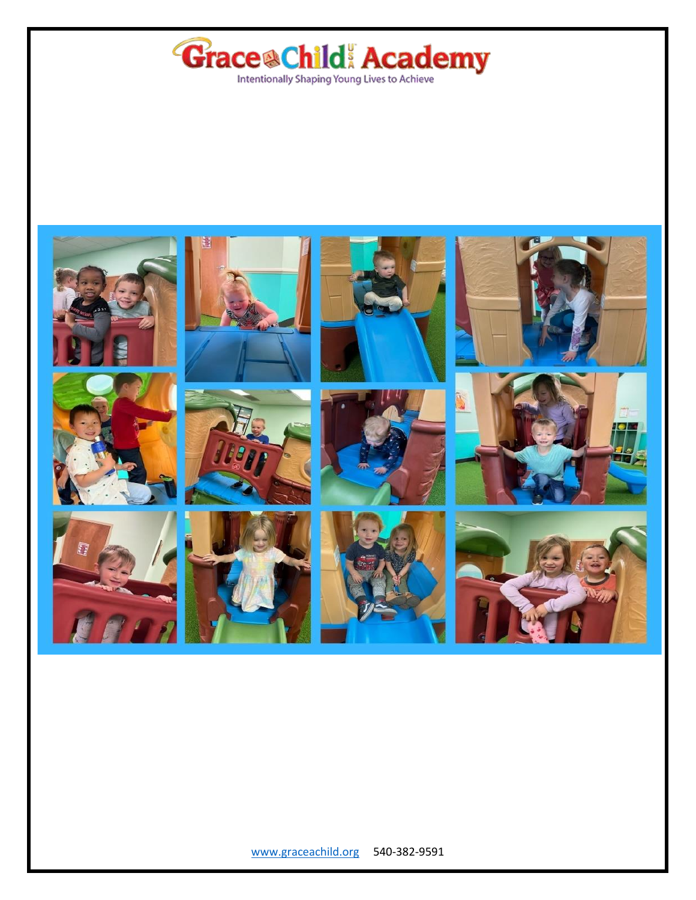Grace Child Academy

Intentionally Shaping Young Lives to Achieve

www.graceachild.org 540-382-9591